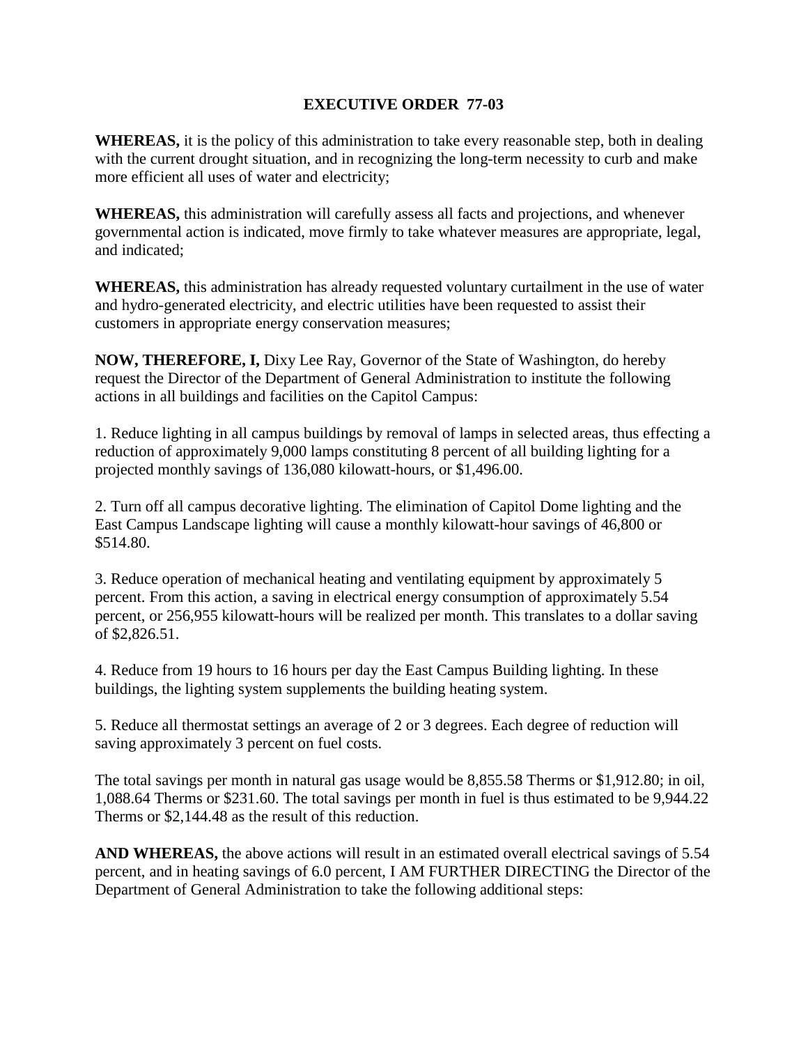# EXECUTIVE ORDER 77-03

**WHEREAS,** it is the policy of this administration to take every reasonable step, both in dealing with the current drought situation, and in recognizing the long-term necessity to curb and make more efficient all uses of water and electricity;

**WHEREAS,** this administration will carefully assess all facts and projections, and whenever governmental action is indicated, move firmly to take whatever measures are appropriate, legal, and indicated;

**WHEREAS,** this administration has already requested voluntary curtailment in the use of water and hydro-generated electricity, and electric utilities have been requested to assist their customers in appropriate energy conservation measures;

**NOW, THEREFORE, I,** Dixy Lee Ray, Governor of the State of Washington, do hereby request the Director of the Department of General Administration to institute the following actions in all buildings and facilities on the Capitol Campus:

1. Reduce lighting in all campus buildings by removal of lamps in selected areas, thus effecting a reduction of approximately 9,000 lamps constituting 8 percent of all building lighting for a projected monthly savings of 136,080 kilowatt-hours, or $1,496.00.

2. Turn off all campus decorative lighting. The elimination of Capitol Dome lighting and the East Campus Landscape lighting will cause a monthly kilowatt-hour savings of 46,800 or $514.80.

3. Reduce operation of mechanical heating and ventilating equipment by approximately 5 percent. From this action, a saving in electrical energy consumption of approximately 5.54 percent, or 256,955 kilowatt-hours will be realized per month. This translates to a dollar saving of $2,826.51.

4. Reduce from 19 hours to 16 hours per day the East Campus Building lighting. In these buildings, the lighting system supplements the building heating system.

5. Reduce all thermostat settings an average of 2 or 3 degrees. Each degree of reduction will saving approximately 3 percent on fuel costs.

The total savings per month in natural gas usage would be 8,855.58 Therms or $1,912.80; in oil, 1,088.64 Therms or $231.60. The total savings per month in fuel is thus estimated to be 9,944.22 Therms or $2,144.48 as the result of this reduction.

**AND WHEREAS,** the above actions will result in an estimated overall electrical savings of 5.54 percent, and in heating savings of 6.0 percent, I AM FURTHER DIRECTING the Director of the Department of General Administration to take the following additional steps: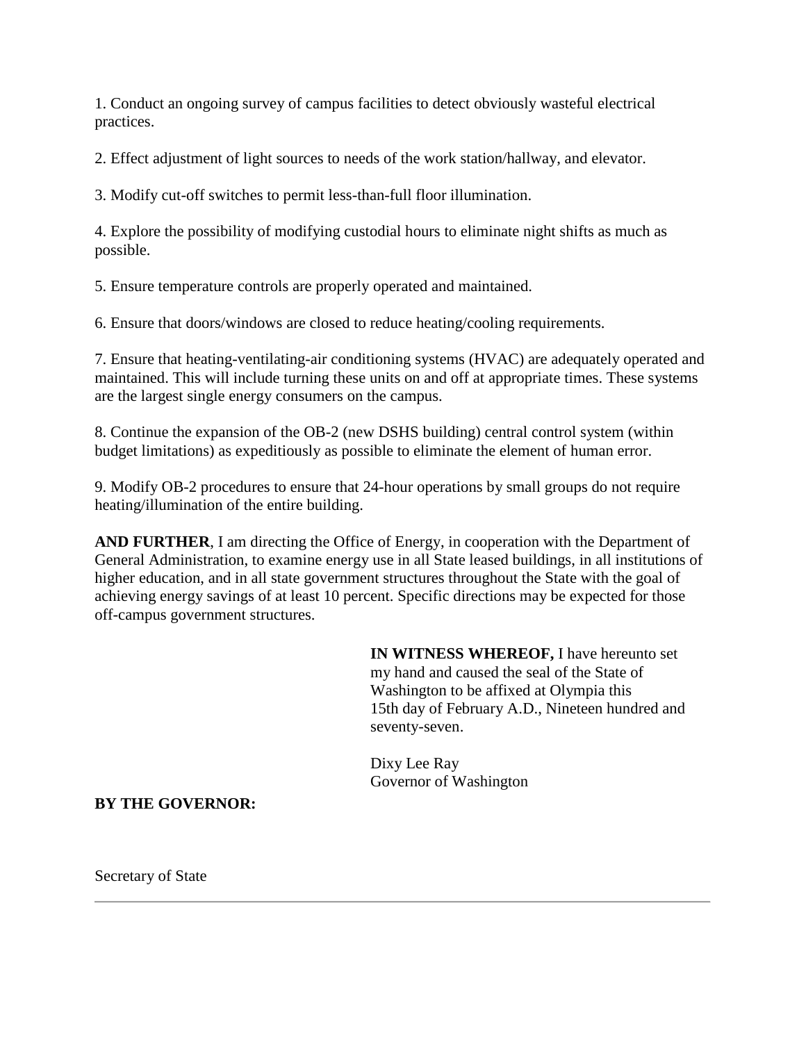1. Conduct an ongoing survey of campus facilities to detect obviously wasteful electrical practices.

2. Effect adjustment of light sources to needs of the work station/hallway, and elevator.

3. Modify cut-off switches to permit less-than-full floor illumination.

4. Explore the possibility of modifying custodial hours to eliminate night shifts as much as possible.

5. Ensure temperature controls are properly operated and maintained.

6. Ensure that doors/windows are closed to reduce heating/cooling requirements.

7. Ensure that heating-ventilating-air conditioning systems (HVAC) are adequately operated and maintained. This will include turning these units on and off at appropriate times. These systems are the largest single energy consumers on the campus.

8. Continue the expansion of the OB-2 (new DSHS building) central control system (within budget limitations) as expeditiously as possible to eliminate the element of human error.

9. Modify OB-2 procedures to ensure that 24-hour operations by small groups do not require heating/illumination of the entire building.

**AND FURTHER**, I am directing the Office of Energy, in cooperation with the Department of General Administration, to examine energy use in all State leased buildings, in all institutions of higher education, and in all state government structures throughout the State with the goal of achieving energy savings of at least 10 percent. Specific directions may be expected for those off-campus government structures.

**IN WITNESS WHEREOF,** I have hereunto set my hand and caused the seal of the State of Washington to be affixed at Olympia this 15th day of February A.D., Nineteen hundred and seventy-seven.

Dixy Lee Ray
Governor of Washington

**BY THE GOVERNOR:**

Secretary of State